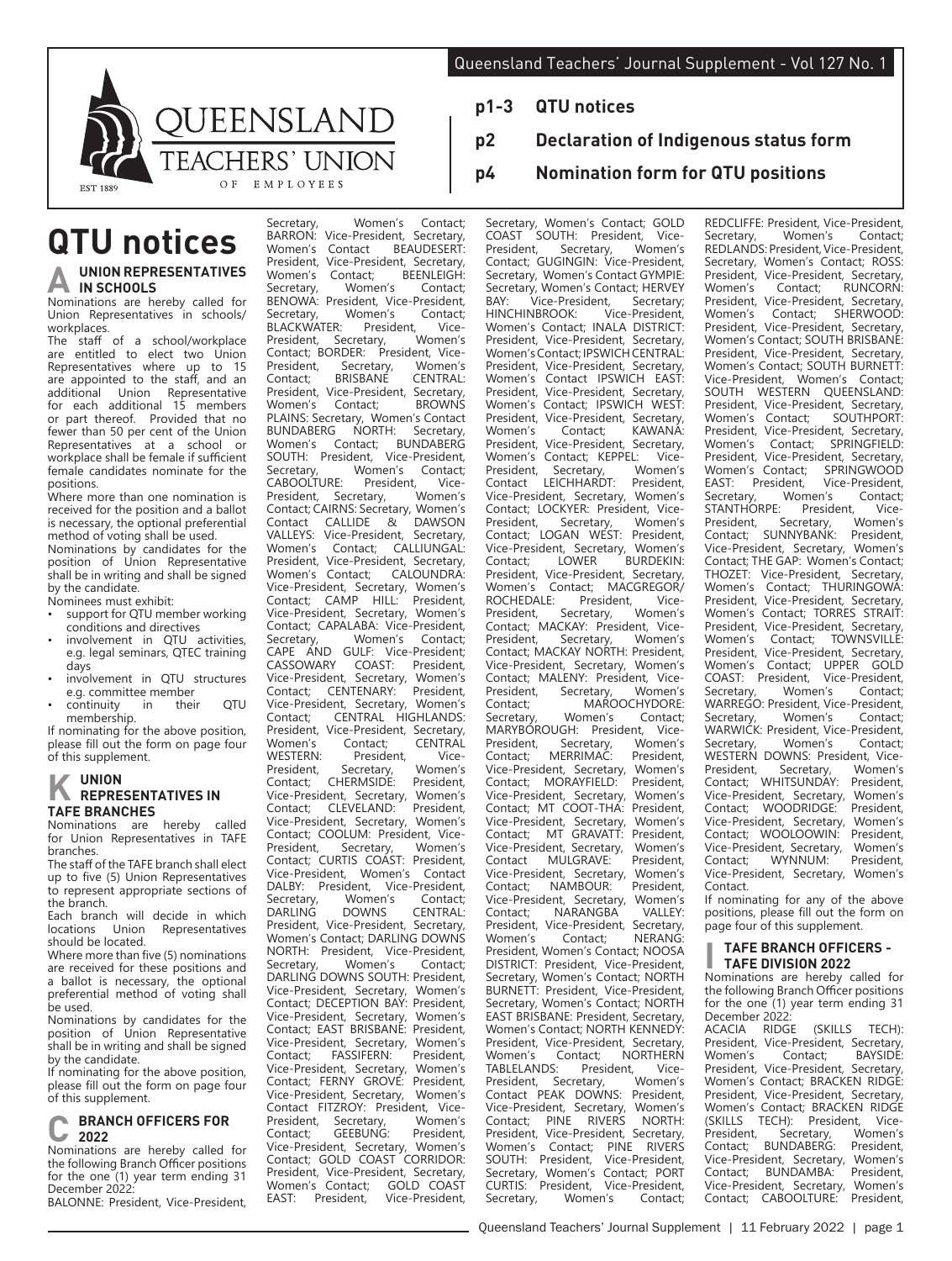# QUEENSLAND TEACHERS' UNION OF EMPLOYEES

EST 1889

- **p1-3 QTU notices**
- **p2 Declaration of Indigenous status form**
- **p4 Nomination form for QTU positions**

# QTU notices

## A UNION REPRESENTATIVES IN SCHOOLS

Nominations are hereby called for Union Representatives in schools/workplaces.

The staff of a school/workplace are entitled to elect two Union Representatives where up to 15 are appointed to the staff, and an additional Union Representative for each additional 15 members or part thereof. Provided that no fewer than 50 per cent of the Union Representatives at a school or workplace shall be female if sufficient female candidates nominate for the positions.

Where more than one nomination is received for the position and a ballot is necessary, the optional preferential method of voting shall be used.

Nominations by candidates for the position of Union Representative shall be in writing and shall be signed by the candidate.

Nominees must exhibit:

- support for QTU member working conditions and directives
- involvement in QTU activities, e.g. legal seminars, QTEC training days
- involvement in QTU structures e.g. committee member
- continuity in their QTU membership.

If nominating for the above position, please fill out the form on page four of this supplement.

## K UNION REPRESENTATIVES IN TAFE BRANCHES

Nominations are hereby called for Union Representatives in TAFE branches.

The staff of the TAFE branch shall elect up to five (5) Union Representatives to represent appropriate sections of the branch.

Each branch will decide in which locations Union Representatives should be located.

Where more than five (5) nominations are received for these positions and a ballot is necessary, the optional preferential method of voting shall be used.

Nominations by candidates for the position of Union Representative shall be in writing and shall be signed by the candidate.

If nominating for the above position, please fill out the form on page four of this supplement.

## C BRANCH OFFICERS FOR 2022

Nominations are hereby called for the following Branch Officer positions for the one (1) year term ending 31 December 2022:

BALONNE: President, Vice-President, Secretary, Women's Contact; BARRON: Vice-President, Secretary, Women's Contact BEAUDESERT: President, Vice-President, Secretary, Women's Contact; BEENLEIGH: Secretary, Women's Contact; BENOWA: President, Vice-President, Secretary, Women's Contact; BLACKWATER: President, Vice-President, Secretary, Women's Contact; BORDER: President, Vice-President, Secretary, Women's Contact; BRISBANE CENTRAL: President, Vice-President, Secretary, Women's Contact; BROWNS PLAINS: Secretary, Women's Contact BUNDABERG NORTH: Secretary, Women's Contact; BUNDABERG SOUTH: President, Vice-President, Secretary, Women's Contact; CABOOLTURE: President, Vice-President, Secretary, Women's Contact; CAIRNS: Secretary, Women's Contact CALLIDE & DAWSON VALLEYS: Vice-President, Secretary, Women's Contact; CALLIUNGAL: President, Vice-President, Secretary, Women's Contact; CALOUNDRA: Vice-President, Secretary, Women's Contact; CAMP HILL: President, Vice-President, Secretary, Women's Contact; CAPALABA: Vice-President, Secretary, Women's Contact; CAPE AND GULF: Vice-President; CASSOWARY COAST: President, Vice-President, Secretary, Women's Contact; CENTENARY: President, Vice-President, Secretary, Women's Contact; CENTRAL HIGHLANDS: President, Vice-President, Secretary, Women's Contact; CENTRAL WESTERN: President, Vice-President, Secretary, Women's Contact; CHERMSIDE: President, Vice-President, Secretary, Women's Contact; CLEVELAND: President, Vice-President, Secretary, Women's Contact; COOLUM: President, Vice-President, Secretary, Women's Contact; CURTIS COAST: President, Vice-President, Women's Contact DALBY: President, Vice-President, Secretary, Women's Contact; DARLING DOWNS CENTRAL: President, Vice-President, Secretary, Women's Contact; DARLING DOWNS NORTH: President, Vice-President, Secretary, Women's Contact; DARLING DOWNS SOUTH: President, Vice-President, Secretary, Women's Contact; DECEPTION BAY: President, Vice-President, Secretary, Women's Contact; EAST BRISBANE: President, Vice-President, Secretary, Women's Contact; FASSIFERN: President, Vice-President, Secretary, Women's Contact; FERNY GROVE: President, Vice-President, Secretary, Women's Contact FITZROY: President, Vice-President, Secretary, Women's Contact; GEEBUNG: President, Vice-President, Secretary, Women's Contact; GOLD COAST CORRIDOR: President, Vice-President, Secretary, Women's Contact; GOLD COAST EAST: President, Vice-President, Secretary, Women's Contact; GOLD COAST SOUTH: President, Vice-President, Secretary, Women's Contact; GUGINGIN: Vice-President, Secretary, Women's Contact GYMPIE: Secretary, Women's Contact; HERVEY BAY: Vice-President, Secretary; HINCHINBROOK: Vice-President, Women's Contact; INALA DISTRICT: President, Vice-President, Secretary, Women's Contact; IPSWICH CENTRAL: President, Vice-President, Secretary, Women's Contact IPSWICH EAST: President, Vice-President, Secretary, Women's Contact; IPSWICH WEST: President, Vice-President, Secretary, Women's Contact; KAWANA: President, Vice-President, Secretary, Women's Contact; KEPPEL: Vice-President, Secretary, Women's Contact LEICHHARDT: President, Vice-President, Secretary, Women's Contact; LOCKYER: President, Vice-President, Secretary, Women's Contact; LOGAN WEST: President, Vice-President, Secretary, Women's Contact; LOWER BURDEKIN: President, Vice-President, Secretary, Women's Contact; MACGREGOR/ ROCHEDALE: President, Vice-President, Secretary, Women's Contact; MACKAY: President, Vice-President, Secretary, Women's Contact; MACKAY NORTH: President, Vice-President, Secretary, Women's Contact; MALENY: President, Vice-President, Secretary, Women's Contact; MAROOCHYDORE: Secretary, Women's Contact; MARYBOROUGH: President, Vice-President, Secretary, Women's Contact; MERRIMAC: President, Vice-President, Secretary, Women's Contact; MORAYFIELD: President, Vice-President, Secretary, Women's Contact; MT COOT-THA: President, Vice-President, Secretary, Women's Contact; MT GRAVATT: President, Vice-President, Secretary, Women's Contact MULGRAVE: President, Vice-President, Secretary, Women's Contact; NAMBOUR: President, Vice-President, Secretary, Women's Contact; NARANGBA VALLEY: President, Vice-President, Secretary, Women's Contact; NERANG: President, Women's Contact; NOOSA DISTRICT: President, Vice-President, Secretary, Women's Contact; NORTH BURNETT: President, Vice-President, Secretary, Women's Contact; NORTH EAST BRISBANE: President, Secretary, Women's Contact; NORTH KENNEDY: President, Vice-President, Secretary, Women's Contact; NORTHERN TABLELANDS: President, Vice-President, Secretary, Women's Contact PEAK DOWNS: President, Vice-President, Secretary, Women's Contact; PINE RIVERS NORTH: President, Vice-President, Secretary, Women's Contact; PINE RIVERS SOUTH: President, Vice-President, Secretary, Women's Contact; PORT CURTIS: President, Vice-President, Secretary, Women's Contact; REDCLIFFE: President, Vice-President, Secretary, Women's Contact; REDLANDS: President, Vice-President, Secretary, Women's Contact; ROSS: President, Vice-President, Secretary, Women's Contact; RUNCORN: President, Vice-President, Secretary, Women's Contact; SHERWOOD: President, Vice-President, Secretary, Women's Contact; SOUTH BRISBANE: President, Vice-President, Secretary, Women's Contact; SOUTH BURNETT: Vice-President, Women's Contact; SOUTH WESTERN QUEENSLAND: President, Vice-President, Secretary, Women's Contact; SOUTHPORT: President, Vice-President, Secretary, Women's Contact; SPRINGFIELD: President, Vice-President, Secretary, Women's Contact; SPRINGWOOD EAST: President, Vice-President, Secretary, Women's Contact; STANTHORPE: President, Vice-President, Secretary, Women's Contact; SUNNYBANK: President, Vice-President, Secretary, Women's Contact; THE GAP: Women's Contact; THOZET: Vice-President, Secretary, Women's Contact; THURINGOWA: President, Vice-President, Secretary, Women's Contact; TORRES STRAIT: President, Vice-President, Secretary, Women's Contact; TOWNSVILLE: President, Vice-President, Secretary, Women's Contact; UPPER GOLD COAST: President, Vice-President, Secretary, Women's Contact; WARREGO: President, Vice-President, Secretary, Women's Contact; WARWICK: President, Vice-President, Secretary, Women's Contact; WESTERN DOWNS: President, Vice-President, Secretary, Women's Contact; WHITSUNDAY: President, Vice-President, Secretary, Women's Contact; WOODRIDGE: President, Vice-President, Secretary, Women's Contact; WOOLOOWIN: President, Vice-President, Secretary, Women's Contact; WYNNUM: President, Vice-President, Secretary, Women's Contact.

If nominating for any of the above positions, please fill out the form on page four of this supplement.

## I TAFE BRANCH OFFICERS - TAFE DIVISION 2022

Nominations are hereby called for the following Branch Officer positions for the one (1) year term ending 31 December 2022:

ACACIA RIDGE (SKILLS TECH): President, Vice-President, Secretary, Women's Contact; BAYSIDE: President, Vice-President, Secretary, Women's Contact; BRACKEN RIDGE: President, Vice-President, Secretary, Women's Contact; BRACKEN RIDGE (SKILLS TECH): President, Vice-President, Secretary, Women's Contact; BUNDABERG: President, Vice-President, Secretary, Women's Contact; BUNDAMBA: President, Vice-President, Secretary, Women's Contact; CABOOLTURE: President,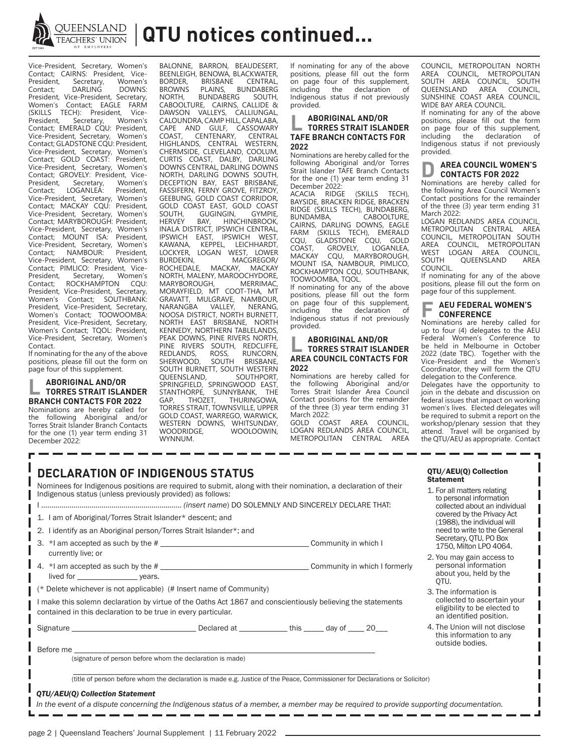# QTU notices continued...

Vice-President, Secretary, Women's Contact; CAIRNS: President, Vice-President, Secretary, Women's Contact; DARLING DOWNS: President, Vice-President, Secretary, Women's Contact; EAGLE FARM (SKILLS TECH): President, Vice-President, Secretary, Women's Contact; EMERALD CQU: President, Vice-President, Secretary, Women's Contact; GLADSTONE CQU: President, Vice-President, Secretary, Women's Contact; GOLD COAST: President, Vice-President, Secretary, Women's Contact; GROVELY: President, Vice-President, Secretary, Women's Contact; LOGANLEA: President, Vice-President, Secretary, Women's Contact; MACKAY CQU: President, Vice-President, Secretary, Women's Contact; MARYBOROUGH: President, Vice-President, Secretary, Women's Contact; MOUNT ISA: President, Vice-President, Secretary, Women's Contact; NAMBOUR: President, Vice-President, Secretary, Women's Contact; PIMLICO: President, Vice-President, Secretary, Women's Contact; ROCKHAMPTON CQU: President, Vice-President, Secretary, Women's Contact; SOUTHBANK: President, Vice-President, Secretary, Women's Contact; TOOWOOMBA: President, Vice-President, Secretary, Women's Contact; TQOL: President, Vice-President, Secretary, Women's Contact.

If nominating for the any of the above positions, please fill out the form on page four of this supplement.

## L ABORIGINAL AND/OR TORRES STRAIT ISLANDER BRANCH CONTACTS FOR 2022

Nominations are hereby called for the following Aboriginal and/or Torres Strait Islander Branch Contacts for the one (1) year term ending 31 December 2022:

BALONNE, BARRON, BEAUDESERT, BEENLEIGH, BENOWA, BLACKWATER, BORDER, BRISBANE CENTRAL, BROWNS PLAINS, BUNDABERG NORTH, BUNDABERG SOUTH, CABOOLTURE, CAIRNS, CALLIDE & DAWSON VALLEYS, CALLIUNGAL, CALOUNDRA, CAMP HILL, CAPALABA, CAPE AND GULF, CASSOWARY COAST, CENTENARY, CENTRAL HIGHLANDS, CENTRAL WESTERN, CHERMSIDE, CLEVELAND, COOLUM, CURTIS COAST, DALBY, DARLING DOWNS CENTRAL, DARLING DOWNS NORTH, DARLING DOWNS SOUTH, DECEPTION BAY, EAST BRISBANE, FASSIFERN, FERNY GROVE, FITZROY, GEEBUNG, GOLD COAST CORRIDOR, GOLD COAST EAST, GOLD COAST SOUTH, GUGINGIN, GYMPIE, HERVEY BAY, HINCHINBROOK, INALA DISTRICT, IPSWICH CENTRAL, IPSWICH EAST, IPSWICH WEST, KAWANA, KEPPEL, LEICHHARDT, LOCKYER, LOGAN WEST, LOWER BURDEKIN, MACGREGOR/ROCHEDALE, MACKAY, MACKAY NORTH, MALENY, MAROOCHYDORE, MARYBOROUGH, MERRIMAC, MORAYFIELD, MT COOT-THA, MT GRAVATT, MULGRAVE, NAMBOUR, NARANGBA VALLEY, NERANG, NOOSA DISTRICT, NORTH BURNETT, NORTH EAST BRISBANE, NORTH KENNEDY, NORTHERN TABLELANDS, PEAK DOWNS, PINE RIVERS NORTH, PINE RIVERS SOUTH, REDCLIFFE, REDLANDS, ROSS, RUNCORN, SHERWOOD, SOUTH BRISBANE, SOUTH BURNETT, SOUTH WESTERN QUEENSLAND, SOUTHPORT, SPRINGFIELD, SPRINGWOOD EAST, STANTHORPE, SUNNYBANK, THE GAP, THOZET, THURINGOWA, TORRES STRAIT, TOWNSVILLE, UPPER GOLD COAST, WARREGO, WARWICK, WESTERN DOWNS, WHITSUNDAY, WOODRIDGE, WOOLOOWIN, WYNNUM.

If nominating for any of the above positions, please fill out the form on page four of this supplement, including the declaration of Indigenous status if not previously provided.

## L ABORIGINAL AND/OR TORRES STRAIT ISLANDER TAFE BRANCH CONTACTS FOR 2022

Nominations are hereby called for the following Aboriginal and/or Torres Strait Islander TAFE Branch Contacts for the one (1) year term ending 31 December 2022:

ACACIA RIDGE (SKILLS TECH), BAYSIDE, BRACKEN RIDGE, BRACKEN RIDGE (SKILLS TECH), BUNDABERG, BUNDAMBA, CABOOLTURE, CAIRNS, DARLING DOWNS, EAGLE FARM (SKILLS TECH), EMERALD CQU, GLADSTONE CQU, GOLD COAST, GROVELY, LOGANLEA, MACKAY CQU, MARYBOROUGH, MOUNT ISA, NAMBOUR, PIMLICO, ROCKHAMPTON CQU, SOUTHBANK, TOOWOOMBA, TQOL.

If nominating for any of the above positions, please fill out the form on page four of this supplement, including the declaration of Indigenous status if not previously provided.

## L ABORIGINAL AND/OR TORRES STRAIT ISLANDER AREA COUNCIL CONTACTS FOR 2022

Nominations are hereby called for the following Aboriginal and/or Torres Strait Islander Area Council Contact positions for the remainder of the three (3) year term ending 31 March 2022:

GOLD COAST AREA COUNCIL, LOGAN REDLANDS AREA COUNCIL, METROPOLITAN CENTRAL AREA COUNCIL, METROPOLITAN NORTH AREA COUNCIL, METROPOLITAN SOUTH AREA COUNCIL, SOUTH QUEENSLAND AREA COUNCIL, SUNSHINE COAST AREA COUNCIL, WIDE BAY AREA COUNCIL.

If nominating for any of the above positions, please fill out the form on page four of this supplement, including the declaration of Indigenous status if not previously provided.

## D AREA COUNCIL WOMEN'S CONTACTS FOR 2022

Nominations are hereby called for the following Area Council Women's Contact positions for the remainder of the three (3) year term ending 31 March 2022:

LOGAN REDLANDS AREA COUNCIL, METROPOLITAN CENTRAL AREA COUNCIL, METROPOLITAN SOUTH AREA COUNCIL, METROPOLITAN WEST LOGAN AREA COUNCIL, SOUTH QUEENSLAND AREA COUNCIL.

If nominating for any of the above positions, please fill out the form on page four of this supplement.

## F AEU FEDERAL WOMEN'S CONFERENCE

Nominations are hereby called for up to four (4) delegates to the AEU Federal Women's Conference to be held in Melbourne in October 2022 (date TBC). Together with the Vice-President and the Women's Coordinator, they will form the QTU delegation to the Conference.

Delegates have the opportunity to join in the debate and discussion on federal issues that impact on working women's lives. Elected delegates will be required to submit a report on the workshop/plenary session that they attend. Travel will be organised by the QTU/AEU as appropriate. Contact

## DECLARATION OF INDIGENOUS STATUS

Nominees for Indigenous positions are required to submit, along with their nomination, a declaration of their Indigenous status (unless previously provided) as follows:

I ...................................................................... *(insert name)* DO SOLEMNLY AND SINCERELY DECLARE THAT:

1. I am of Aboriginal/Torres Strait Islander* descent; and
2. I identify as an Aboriginal person/Torres Strait Islander*; and
3. *I am accepted as such by the # ______________________________ Community in which I currently live; or
4. *I am accepted as such by the # ______________________________ Community in which I formerly lived for ______________ years.

(* Delete whichever is not applicable) (# Insert name of Community)

I make this solemn declaration by virtue of the Oaths Act 1867 and conscientiously believing the statements contained in this declaration to be true in every particular.

Signature ____________________________ Declared at ___________ this _____ day of ____ 20___

Before me ______________________________________________________________
(signature of person before whom the declaration is made)

______________________________________________________________
(title of person before whom the declaration is made e.g. Justice of the Peace, Commissioner for Declarations or Solicitor)

***QTU/AEU(Q) Collection Statement***

*In the event of a dispute concerning the Indigenous status of a member, a member may be required to provide supporting documentation.*

### QTU/AEU(Q) Collection Statement

1. For all matters relating to personal information collected about an individual covered by the Privacy Act (1988), the individual will need to write to the General Secretary, QTU, PO Box 1750, Milton LPO 4064.
2. You may gain access to personal information about you, held by the QTU.
3. The information is collected to ascertain your eligibility to be elected to an identified position.
4. The Union will not disclose this information to any outside bodies.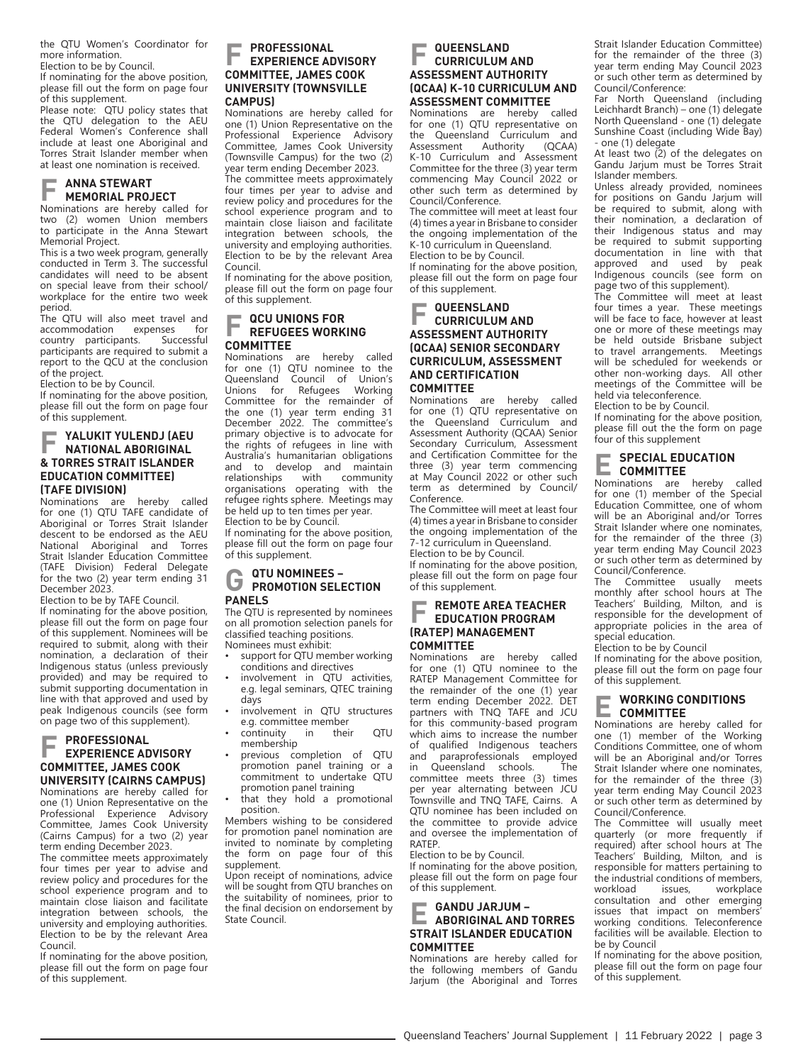the QTU Women's Coordinator for more information.

Election to be by Council.

If nominating for the above position, please fill out the form on page four of this supplement.

Please note: QTU policy states that the QTU delegation to the AEU Federal Women's Conference shall include at least one Aboriginal and Torres Strait Islander member when at least one nomination is received.

## F ANNA STEWART MEMORIAL PROJECT

Nominations are hereby called for two (2) women Union members to participate in the Anna Stewart Memorial Project.

This is a two week program, generally conducted in Term 3. The successful candidates will need to be absent on special leave from their school/workplace for the entire two week period.

The QTU will also meet travel and accommodation expenses for country participants. Successful participants are required to submit a report to the QCU at the conclusion of the project.

Election to be by Council.

If nominating for the above position, please fill out the form on page four of this supplement.

## F YALUKIT YULENDJ (AEU NATIONAL ABORIGINAL & TORRES STRAIT ISLANDER EDUCATION COMMITTEE) (TAFE DIVISION)

Nominations are hereby called for one (1) QTU TAFE candidate of Aboriginal or Torres Strait Islander descent to be endorsed as the AEU National Aboriginal and Torres Strait Islander Education Committee (TAFE Division) Federal Delegate for the two (2) year term ending 31 December 2023.

Election to be by TAFE Council.

If nominating for the above position, please fill out the form on page four of this supplement. Nominees will be required to submit, along with their nomination, a declaration of their Indigenous status (unless previously provided) and may be required to submit supporting documentation in line with that approved and used by peak Indigenous councils (see form on page two of this supplement).

## F PROFESSIONAL EXPERIENCE ADVISORY COMMITTEE, JAMES COOK UNIVERSITY (CAIRNS CAMPUS)

Nominations are hereby called for one (1) Union Representative on the Professional Experience Advisory Committee, James Cook University (Cairns Campus) for a two (2) year term ending December 2023.

The committee meets approximately four times per year to advise and review policy and procedures for the school experience program and to maintain close liaison and facilitate integration between schools, the university and employing authorities. Election to be by the relevant Area Council.

If nominating for the above position, please fill out the form on page four of this supplement.

## F PROFESSIONAL EXPERIENCE ADVISORY COMMITTEE, JAMES COOK UNIVERSITY (TOWNSVILLE CAMPUS)

Nominations are hereby called for one (1) Union Representative on the Professional Experience Advisory Committee, James Cook University (Townsville Campus) for the two (2) year term ending December 2023.

The committee meets approximately four times per year to advise and review policy and procedures for the school experience program and to maintain close liaison and facilitate integration between schools, the university and employing authorities. Election to be by the relevant Area Council.

If nominating for the above position, please fill out the form on page four of this supplement.

## F QCU UNIONS FOR REFUGEES WORKING COMMITTEE

Nominations are hereby called for one (1) QTU nominee to the Queensland Council of Union's Unions for Refugees Working Committee for the remainder of the one (1) year term ending 31 December 2022. The committee's primary objective is to advocate for the rights of refugees in line with Australia's humanitarian obligations and to develop and maintain relationships with community organisations operating with the refugee rights sphere. Meetings may be held up to ten times per year.

Election to be by Council.

If nominating for the above position, please fill out the form on page four of this supplement.

## G QTU NOMINEES – PROMOTION SELECTION PANELS

The QTU is represented by nominees on all promotion selection panels for classified teaching positions.

Nominees must exhibit:

- support for QTU member working conditions and directives
- involvement in QTU activities, e.g. legal seminars, QTEC training days
- involvement in QTU structures e.g. committee member
- continuity in their QTU membership
- previous completion of QTU promotion panel training or a commitment to undertake QTU promotion panel training
- that they hold a promotional position.

Members wishing to be considered for promotion panel nomination are invited to nominate by completing the form on page four of this supplement.

Upon receipt of nominations, advice will be sought from QTU branches on the suitability of nominees, prior to the final decision on endorsement by State Council.

## F QUEENSLAND CURRICULUM AND ASSESSMENT AUTHORITY (QCAA) K-10 CURRICULUM AND ASSESSMENT COMMITTEE

Nominations are hereby called for one (1) QTU representative on the Queensland Curriculum and Assessment Authority (QCAA) K-10 Curriculum and Assessment Committee for the three (3) year term commencing May Council 2022 or other such term as determined by Council/Conference.

The committee will meet at least four (4) times a year in Brisbane to consider the ongoing implementation of the K-10 curriculum in Queensland.

Election to be by Council.

If nominating for the above position, please fill out the form on page four of this supplement.

## F QUEENSLAND CURRICULUM AND ASSESSMENT AUTHORITY (QCAA) SENIOR SECONDARY CURRICULUM, ASSESSMENT AND CERTIFICATION COMMITTEE

Nominations are hereby called for one (1) QTU representative on the Queensland Curriculum and Assessment Authority (QCAA) Senior Secondary Curriculum, Assessment and Certification Committee for the three (3) year term commencing at May Council 2022 or other such term as determined by Council/Conference.

The Committee will meet at least four (4) times a year in Brisbane to consider the ongoing implementation of the 7-12 curriculum in Queensland.

Election to be by Council.

If nominating for the above position, please fill out the form on page four of this supplement.

## F REMOTE AREA TEACHER EDUCATION PROGRAM (RATEP) MANAGEMENT COMMITTEE

Nominations are hereby called for one (1) QTU nominee to the RATEP Management Committee for the remainder of the one (1) year term ending December 2022. DET partners with TNQ TAFE and JCU for this community-based program which aims to increase the number of qualified Indigenous teachers and paraprofessionals employed in Queensland schools. The committee meets three (3) times per year alternating between JCU Townsville and TNQ TAFE, Cairns. A QTU nominee has been included on the committee to provide advice and oversee the implementation of RATEP.

Election to be by Council.

If nominating for the above position, please fill out the form on page four of this supplement.

## E GANDU JARJUM – ABORIGINAL AND TORRES STRAIT ISLANDER EDUCATION COMMITTEE

Nominations are hereby called for the following members of Gandu Jarjum (the Aboriginal and Torres Strait Islander Education Committee) for the remainder of the three (3) year term ending May Council 2023 or such other term as determined by Council/Conference:

Far North Queensland (including Leichhardt Branch) – one (1) delegate
North Queensland - one (1) delegate
Sunshine Coast (including Wide Bay) - one (1) delegate

At least two (2) of the delegates on Gandu Jarjum must be Torres Strait Islander members.

Unless already provided, nominees for positions on Gandu Jarjum will be required to submit, along with their nomination, a declaration of their Indigenous status and may be required to submit supporting documentation in line with that approved and used by peak Indigenous councils (see form on page two of this supplement).

The Committee will meet at least four times a year. These meetings will be face to face, however at least one or more of these meetings may be held outside Brisbane subject to travel arrangements. Meetings will be scheduled for weekends or other non-working days. All other meetings of the Committee will be held via teleconference.

Election to be by Council.

If nominating for the above position, please fill out the the form on page four of this supplement

## E SPECIAL EDUCATION COMMITTEE

Nominations are hereby called for one (1) member of the Special Education Committee, one of whom will be an Aboriginal and/or Torres Strait Islander where one nominates, for the remainder of the three (3) year term ending May Council 2023 or such other term as determined by Council/Conference.

The Committee usually meets monthly after school hours at The Teachers' Building, Milton, and is responsible for the development of appropriate policies in the area of special education.

Election to be by Council

If nominating for the above position, please fill out the form on page four of this supplement.

## E WORKING CONDITIONS COMMITTEE

Nominations are hereby called for one (1) member of the Working Conditions Committee, one of whom will be an Aboriginal and/or Torres Strait Islander where one nominates, for the remainder of the three (3) year term ending May Council 2023 or such other term as determined by Council/Conference.

The Committee will usually meet quarterly (or more frequently if required) after school hours at The Teachers' Building, Milton, and is responsible for matters pertaining to the industrial conditions of members, workload issues, workplace consultation and other emerging issues that impact on members' working conditions. Teleconference facilities will be available. Election to be by Council

If nominating for the above position, please fill out the form on page four of this supplement.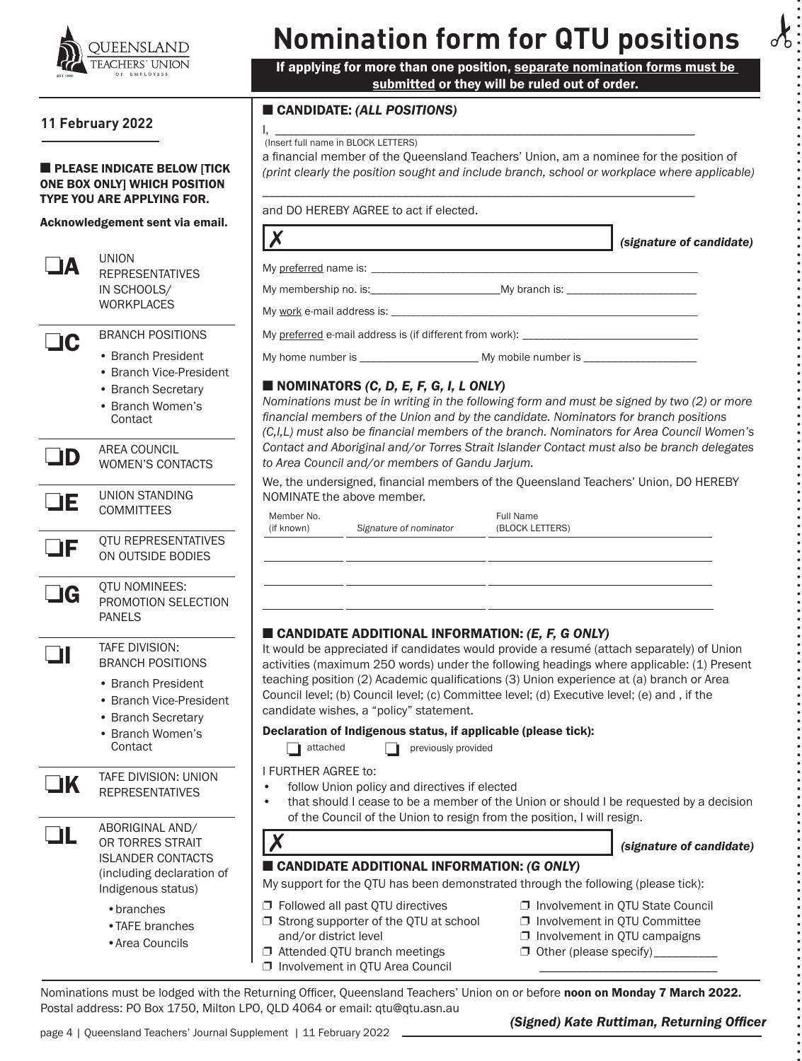# Nomination form for QTU positions

**If applying for more than one position, separate nomination forms must be submitted or they will be ruled out of order.**

**11 February 2022**

**PLEASE INDICATE BELOW [TICK ONE BOX ONLY] WHICH POSITION TYPE YOU ARE APPLYING FOR.**

**Acknowledgement sent via email.**

- ❑ **A** UNION REPRESENTATIVES IN SCHOOLS/ WORKPLACES
- ❑ **C** BRANCH POSITIONS
  - Branch President
  - Branch Vice-President
  - Branch Secretary
  - Branch Women's Contact
- ❑ **D** AREA COUNCIL WOMEN'S CONTACTS
- ❑ **E** UNION STANDING COMMITTEES
- ❑ **F** QTU REPRESENTATIVES ON OUTSIDE BODIES
- ❑ **G** QTU NOMINEES: PROMOTION SELECTION PANELS
- ❑ **I** TAFE DIVISION: BRANCH POSITIONS
  - Branch President
  - Branch Vice-President
  - Branch Secretary
  - Branch Women's Contact
- ❑ **K** TAFE DIVISION: UNION REPRESENTATIVES
- ❑ **L** ABORIGINAL AND/ OR TORRES STRAIT ISLANDER CONTACTS (including declaration of Indigenous status)
  - branches
  - TAFE branches
  - Area Councils

## CANDIDATE: *(ALL POSITIONS)*

I, \_\_\_\_\_\_\_\_\_\_\_\_\_\_\_\_\_\_\_\_\_\_\_\_\_\_\_\_\_\_\_\_\_\_\_\_\_\_\_\_
(Insert full name in BLOCK LETTERS)

a financial member of the Queensland Teachers' Union, am a nominee for the position of *(print clearly the position sought and include branch, school or workplace where applicable)*

\_\_\_\_\_\_\_\_\_\_\_\_\_\_\_\_\_\_\_\_\_\_\_\_\_\_\_\_\_\_\_\_\_\_\_\_\_\_\_\_

and DO HEREBY AGREE to act if elected.

✗ \_\_\_\_\_\_\_\_\_\_\_\_\_\_\_\_\_\_\_\_\_\_\_\_ *(signature of candidate)*

My preferred name is: \_\_\_\_\_\_\_\_\_\_\_\_\_\_\_\_\_\_\_\_

My membership no. is:\_\_\_\_\_\_\_\_\_\_\_\_ My branch is: \_\_\_\_\_\_\_\_\_\_\_\_

My work e-mail address is: \_\_\_\_\_\_\_\_\_\_\_\_\_\_\_\_\_\_\_\_

My preferred e-mail address is (if different from work): \_\_\_\_\_\_\_\_\_\_\_\_

My home number is \_\_\_\_\_\_\_\_\_\_\_\_ My mobile number is \_\_\_\_\_\_\_\_\_\_\_\_

## NOMINATORS *(C, D, E, F, G, I, L ONLY)*

*Nominations must be in writing in the following form and must be signed by two (2) or more financial members of the Union and by the candidate. Nominators for branch positions (C,I,L) must also be financial members of the branch. Nominators for Area Council Women's Contact and Aboriginal and/or Torres Strait Islander Contact must also be branch delegates to Area Council and/or members of Gandu Jarjum.*

We, the undersigned, financial members of the Queensland Teachers' Union, DO HEREBY NOMINATE the above member.

| Member No. (if known) | *Signature of nominator* | Full Name (BLOCK LETTERS) |
|---|---|---|
| | | |
| | | |
| | | |

## CANDIDATE ADDITIONAL INFORMATION: *(E, F, G ONLY)*

It would be appreciated if candidates would provide a resumé (attach separately) of Union activities (maximum 250 words) under the following headings where applicable: (1) Present teaching position (2) Academic qualifications (3) Union experience at (a) branch or Area Council level; (b) Council level; (c) Committee level; (d) Executive level; (e) and , if the candidate wishes, a "policy" statement.

**Declaration of Indigenous status, if applicable (please tick):**

❑ attached ❑ previously provided

I FURTHER AGREE to:

- follow Union policy and directives if elected
- that should I cease to be a member of the Union or should I be requested by a decision of the Council of the Union to resign from the position, I will resign.

✗ \_\_\_\_\_\_\_\_\_\_\_\_\_\_\_\_\_\_\_\_\_\_\_\_ *(signature of candidate)*

## CANDIDATE ADDITIONAL INFORMATION: *(G ONLY)*

My support for the QTU has been demonstrated through the following (please tick):

- ❒ Followed all past QTU directives
- ❒ Strong supporter of the QTU at school and/or district level
- ❒ Attended QTU branch meetings
- ❒ Involvement in QTU Area Council
- ❒ Involvement in QTU State Council
- ❒ Involvement in QTU Committee
- ❒ Involvement in QTU campaigns
- ❒ Other (please specify)\_\_\_\_\_\_\_\_\_\_

Nominations must be lodged with the Returning Officer, Queensland Teachers' Union on or before **noon on Monday 7 March 2022.** Postal address: PO Box 1750, Milton LPO, QLD 4064 or email: qtu@qtu.asn.au

***(Signed) Kate Ruttiman, Returning Officer***